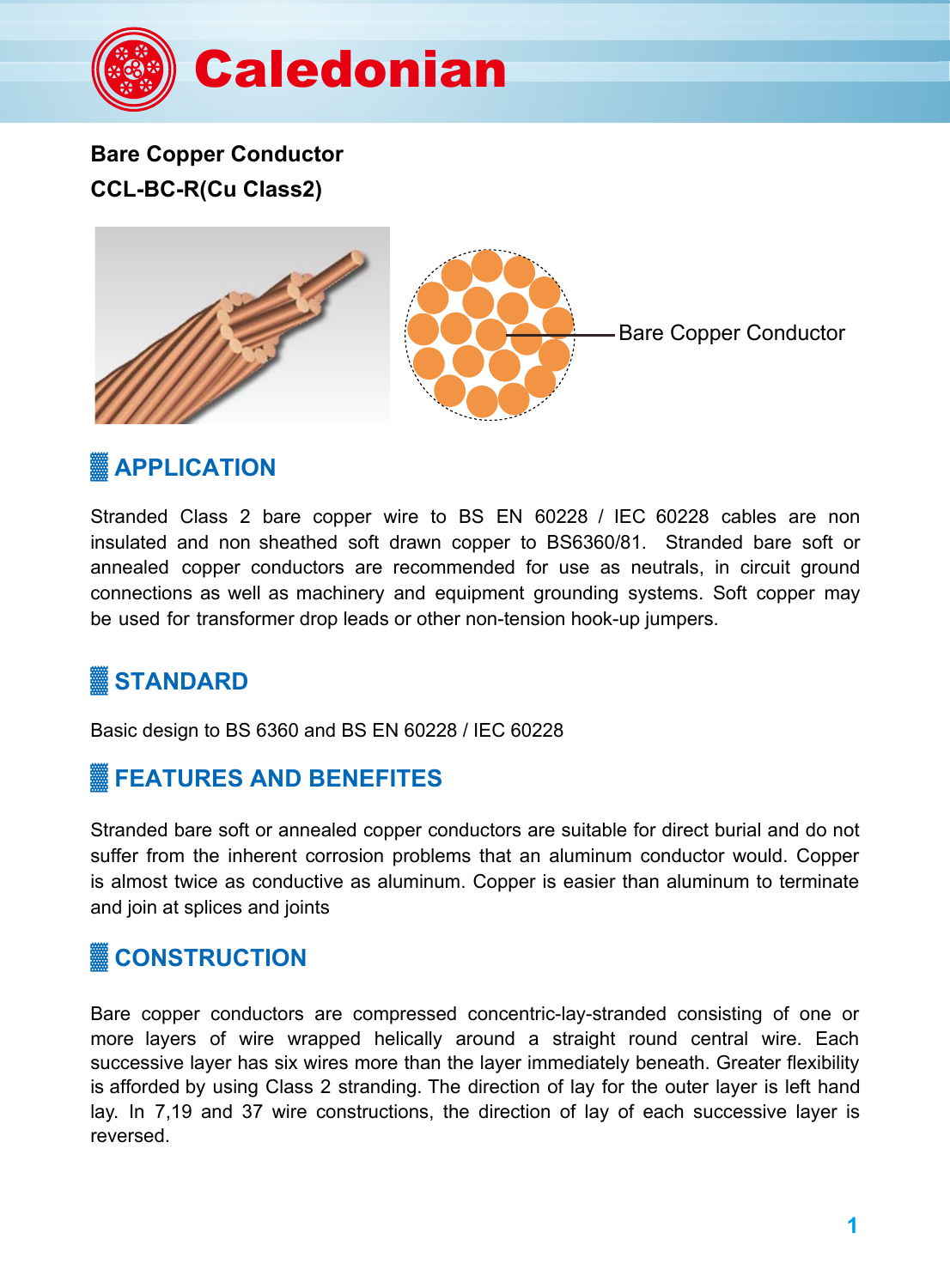# Caledonian

## Bare Copper Conductor
## CCL-BC-R(Cu Class2)

Bare Copper Conductor

## APPLICATION

Stranded Class 2 bare copper wire to BS EN 60228 / IEC 60228 cables are non insulated and non sheathed soft drawn copper to BS6360/81. Stranded bare soft or annealed copper conductors are recommended for use as neutrals, in circuit ground connections as well as machinery and equipment grounding systems. Soft copper may be used for transformer drop leads or other non-tension hook-up jumpers.

## STANDARD

Basic design to BS 6360 and BS EN 60228 / IEC 60228

## FEATURES AND BENEFITES

Stranded bare soft or annealed copper conductors are suitable for direct burial and do not suffer from the inherent corrosion problems that an aluminum conductor would. Copper is almost twice as conductive as aluminum. Copper is easier than aluminum to terminate and join at splices and joints

## CONSTRUCTION

Bare copper conductors are compressed concentric-lay-stranded consisting of one or more layers of wire wrapped helically around a straight round central wire. Each successive layer has six wires more than the layer immediately beneath. Greater flexibility is afforded by using Class 2 stranding. The direction of lay for the outer layer is left hand lay. In 7,19 and 37 wire constructions, the direction of lay of each successive layer is reversed.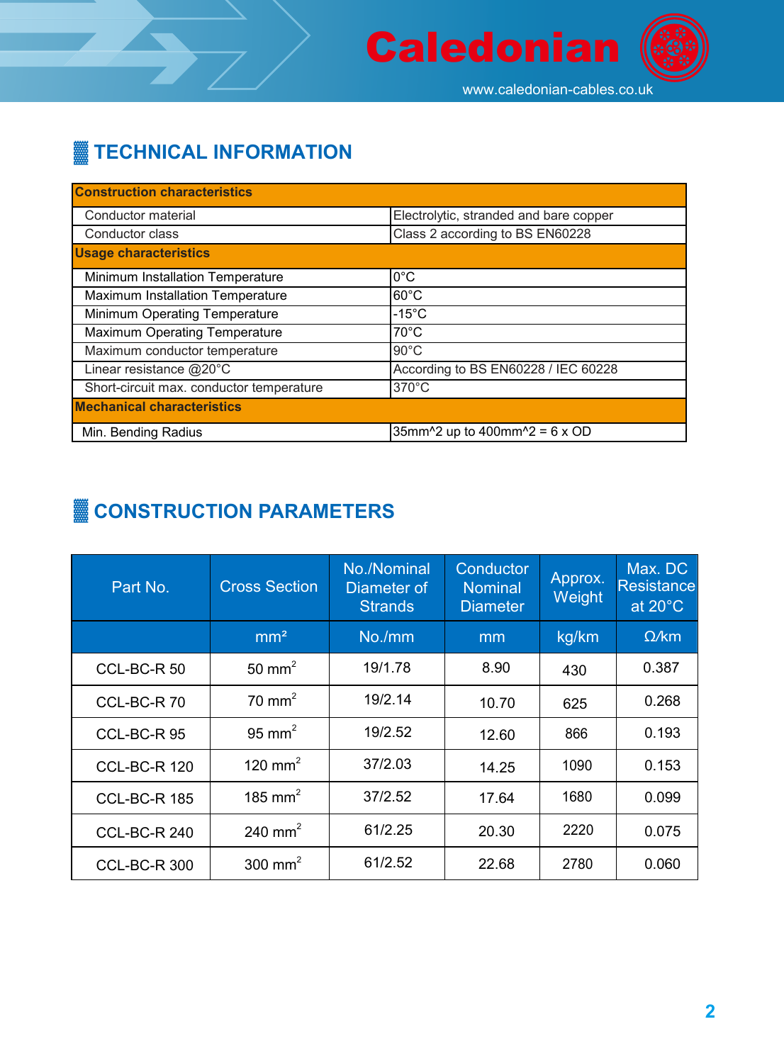## TECHNICAL INFORMATION

| Construction characteristics | |
|---|---|
| Conductor material | Electrolytic, stranded and bare copper |
| Conductor class | Class 2 according to BS EN60228 |
| **Usage characteristics** | |
| Minimum Installation Temperature | 0°C |
| Maximum Installation Temperature | 60°C |
| Minimum Operating Temperature | -15°C |
| Maximum Operating Temperature | 70°C |
| Maximum conductor temperature | 90°C |
| Linear resistance @20°C | According to BS EN60228 / IEC 60228 |
| Short-circuit max. conductor temperature | 370°C |
| **Mechanical characteristics** | |
| Min. Bending Radius | 35mm^2 up to 400mm^2 = 6 x OD |

## CONSTRUCTION PARAMETERS

| Part No. | Cross Section | No./Nominal Diameter of Strands | Conductor Nominal Diameter | Approx. Weight | Max. DC Resistance at 20°C |
|---|---|---|---|---|---|
| | mm² | No./mm | mm | kg/km | Ω/km |
| CCL-BC-R 50 | 50 $mm^2$ | 19/1.78 | 8.90 | 430 | 0.387 |
| CCL-BC-R 70 | 70 $mm^2$ | 19/2.14 | 10.70 | 625 | 0.268 |
| CCL-BC-R 95 | 95 $mm^2$ | 19/2.52 | 12.60 | 866 | 0.193 |
| CCL-BC-R 120 | 120 $mm^2$ | 37/2.03 | 14.25 | 1090 | 0.153 |
| CCL-BC-R 185 | 185 $mm^2$ | 37/2.52 | 17.64 | 1680 | 0.099 |
| CCL-BC-R 240 | 240 $mm^2$ | 61/2.25 | 20.30 | 2220 | 0.075 |
| CCL-BC-R 300 | 300 $mm^2$ | 61/2.52 | 22.68 | 2780 | 0.060 |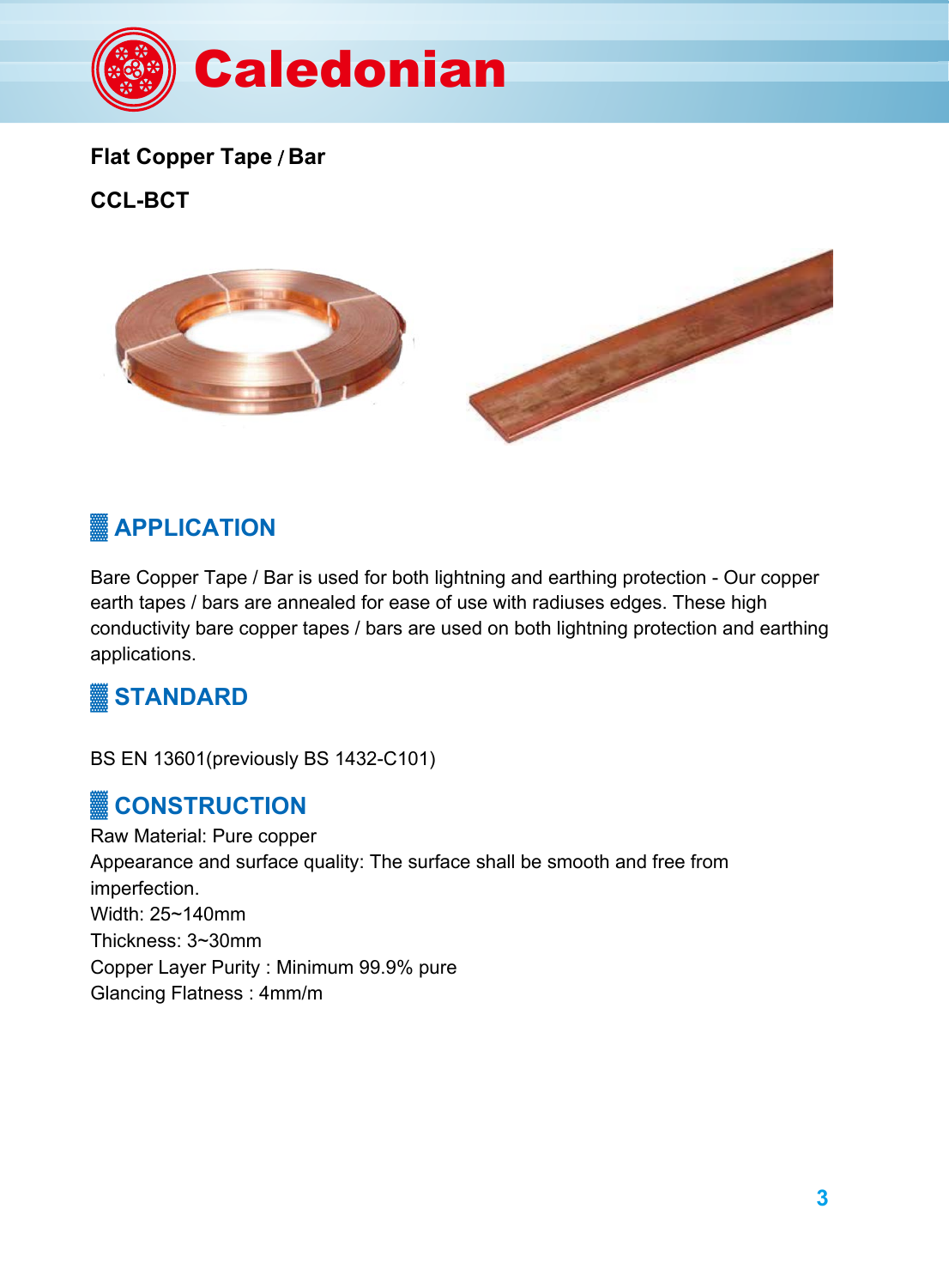Caledonian

**Flat Copper Tape / Bar**

**CCL-BCT**

## APPLICATION

Bare Copper Tape / Bar is used for both lightning and earthing protection - Our copper earth tapes / bars are annealed for ease of use with radiuses edges. These high conductivity bare copper tapes / bars are used on both lightning protection and earthing applications.

## STANDARD

BS EN 13601(previously BS 1432-C101)

## CONSTRUCTION

Raw Material: Pure copper
Appearance and surface quality: The surface shall be smooth and free from imperfection.
Width: 25~140mm
Thickness: 3~30mm
Copper Layer Purity : Minimum 99.9% pure
Glancing Flatness : 4mm/m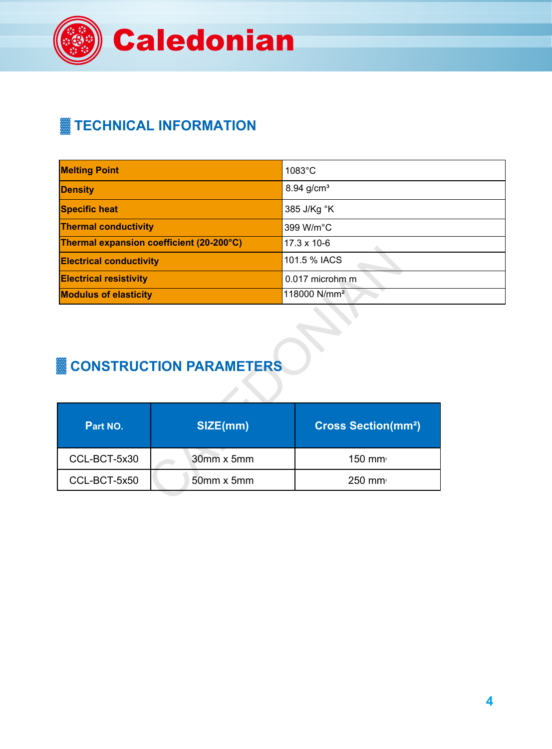Caledonian

## TECHNICAL INFORMATION

| | |
|---|---|
| **Melting Point** | 1083°C |
| **Density** | 8.94 g/cm³ |
| **Specific heat** | 385 J/Kg °K |
| **Thermal conductivity** | 399 W/m°C |
| **Thermal expansion coefficient (20-200°C)** | 17.3 x 10-6 |
| **Electrical conductivity** | 101.5 % IACS |
| **Electrical resistivity** | 0.017 microhm m |
| **Modulus of elasticity** | 118000 N/mm² |

## CONSTRUCTION PARAMETERS

| Part NO. | SIZE(mm) | Cross Section(mm²) |
|---|---|---|
| CCL-BCT-5x30 | 30mm x 5mm | 150 mm² |
| CCL-BCT-5x50 | 50mm x 5mm | 250 mm² |